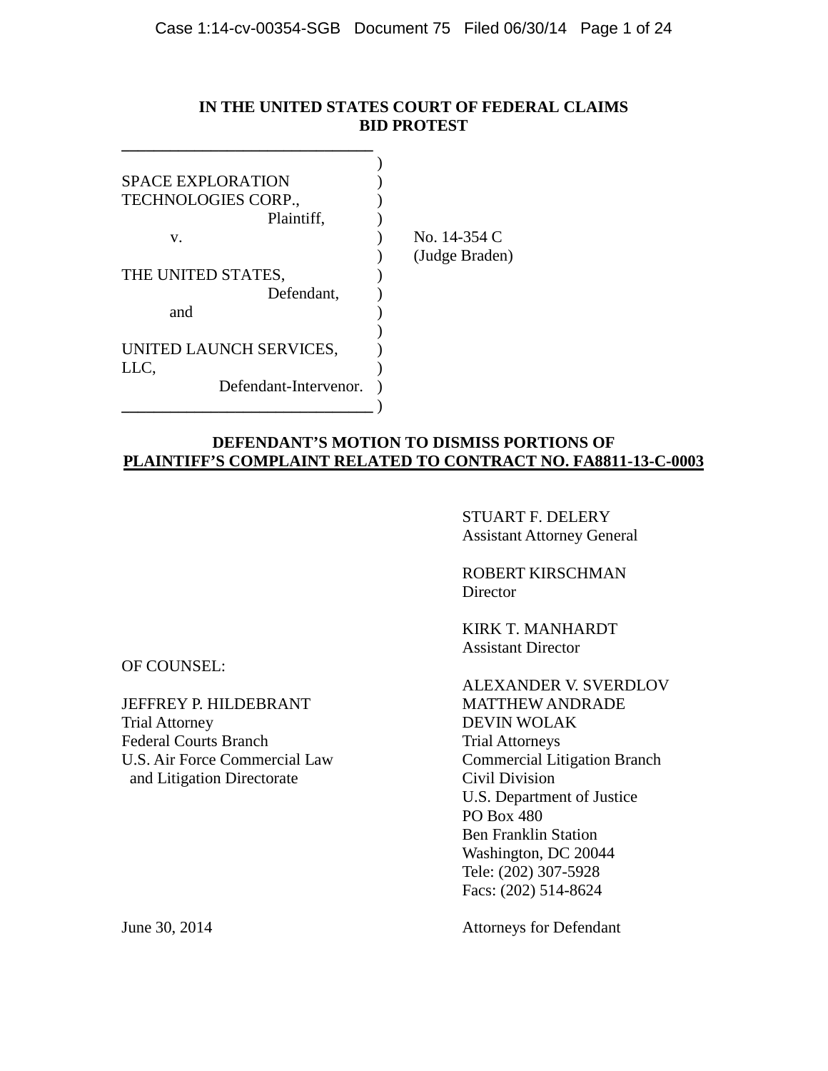**IN THE UNITED STATES COURT OF FEDERAL CLAIMS**
**BID PROTEST**

| | | |
|---|---|---|
| SPACE EXPLORATION TECHNOLOGIES CORP., | ) | |
| Plaintiff, | ) | |
| v. | ) | No. 14-354 C |
| | ) | (Judge Braden) |
| THE UNITED STATES, | ) | |
| Defendant, | ) | |
| and | ) | |
| UNITED LAUNCH SERVICES, LLC, | ) | |
| Defendant-Intervenor. | ) | |

**DEFENDANT'S MOTION TO DISMISS PORTIONS OF**
**PLAINTIFF'S COMPLAINT RELATED TO CONTRACT NO. FA8811-13-C-0003**

STUART F. DELERY
Assistant Attorney General

ROBERT KIRSCHMAN
Director

KIRK T. MANHARDT
Assistant Director

ALEXANDER V. SVERDLOV
MATTHEW ANDRADE
DEVIN WOLAK
Trial Attorneys
Commercial Litigation Branch
Civil Division
U.S. Department of Justice
PO Box 480
Ben Franklin Station
Washington, DC 20044
Tele: (202) 307-5928
Facs: (202) 514-8624

OF COUNSEL:

JEFFREY P. HILDEBRANT
Trial Attorney
Federal Courts Branch
U.S. Air Force Commercial Law
and Litigation Directorate

June 30, 2014

Attorneys for Defendant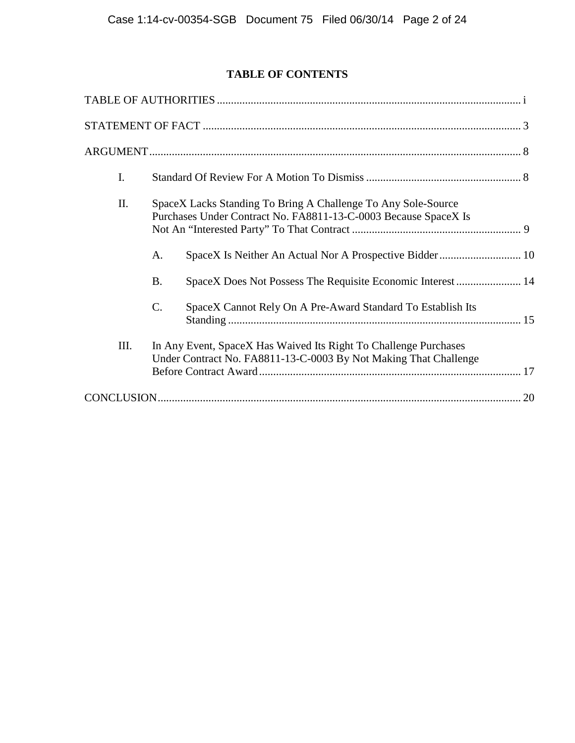# TABLE OF CONTENTS

TABLE OF AUTHORITIES ........................................................................................................... i

STATEMENT OF FACT ................................................................................................................ 3

ARGUMENT.................................................................................................................................. 8

I. Standard Of Review For A Motion To Dismiss ....................................................... 8

II. SpaceX Lacks Standing To Bring A Challenge To Any Sole-Source Purchases Under Contract No. FA8811-13-C-0003 Because SpaceX Is Not An "Interested Party" To That Contract ............................................................ 9

A. SpaceX Is Neither An Actual Nor A Prospective Bidder............................. 10

B. SpaceX Does Not Possess The Requisite Economic Interest....................... 14

C. SpaceX Cannot Rely On A Pre-Award Standard To Establish Its Standing ........................................................................................................ 15

III. In Any Event, SpaceX Has Waived Its Right To Challenge Purchases Under Contract No. FA8811-13-C-0003 By Not Making That Challenge Before Contract Award............................................................................................. 17

CONCLUSION................................................................................................................................ 20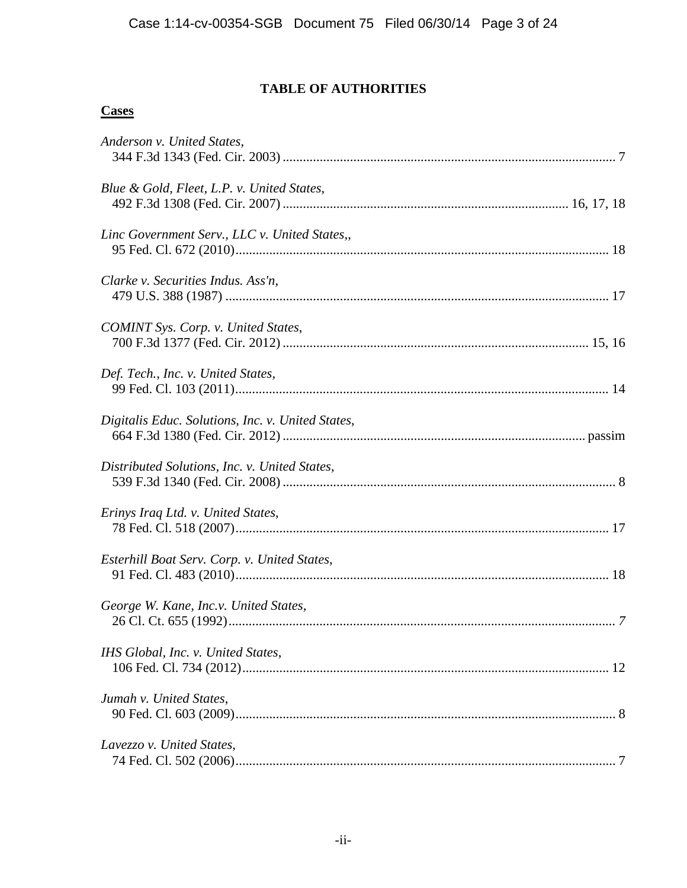# TABLE OF AUTHORITIES

## Cases

*Anderson v. United States*,
344 F.3d 1343 (Fed. Cir. 2003) .................................................................................................. 7

*Blue & Gold, Fleet, L.P. v. United States*,
492 F.3d 1308 (Fed. Cir. 2007) .................................................................................... 16, 17, 18

*Linc Government Serv., LLC v. United States*,,
95 Fed. Cl. 672 (2010).............................................................................................................. 18

*Clarke v. Securities Indus. Ass'n*,
479 U.S. 388 (1987) ................................................................................................................. 17

*COMINT Sys. Corp. v. United States*,
700 F.3d 1377 (Fed. Cir. 2012) .......................................................................................... 15, 16

*Def. Tech., Inc. v. United States*,
99 Fed. Cl. 103 (2011).............................................................................................................. 14

*Digitalis Educ. Solutions, Inc. v. United States*,
664 F.3d 1380 (Fed. Cir. 2012) ......................................................................................... passim

*Distributed Solutions, Inc. v. United States*,
539 F.3d 1340 (Fed. Cir. 2008) .................................................................................................. 8

*Erinys Iraq Ltd. v. United States*,
78 Fed. Cl. 518 (2007).............................................................................................................. 17

*Esterhill Boat Serv. Corp. v. United States*,
91 Fed. Cl. 483 (2010).............................................................................................................. 18

*George W. Kane, Inc.v. United States*,
26 Cl. Ct. 655 (1992).................................................................................................................. *7*

*IHS Global, Inc. v. United States*,
106 Fed. Cl. 734 (2012)............................................................................................................ 12

*Jumah v. United States*,
90 Fed. Cl. 603 (2009)................................................................................................................ 8

*Lavezzo v. United States*,
74 Fed. Cl. 502 (2006)................................................................................................................ 7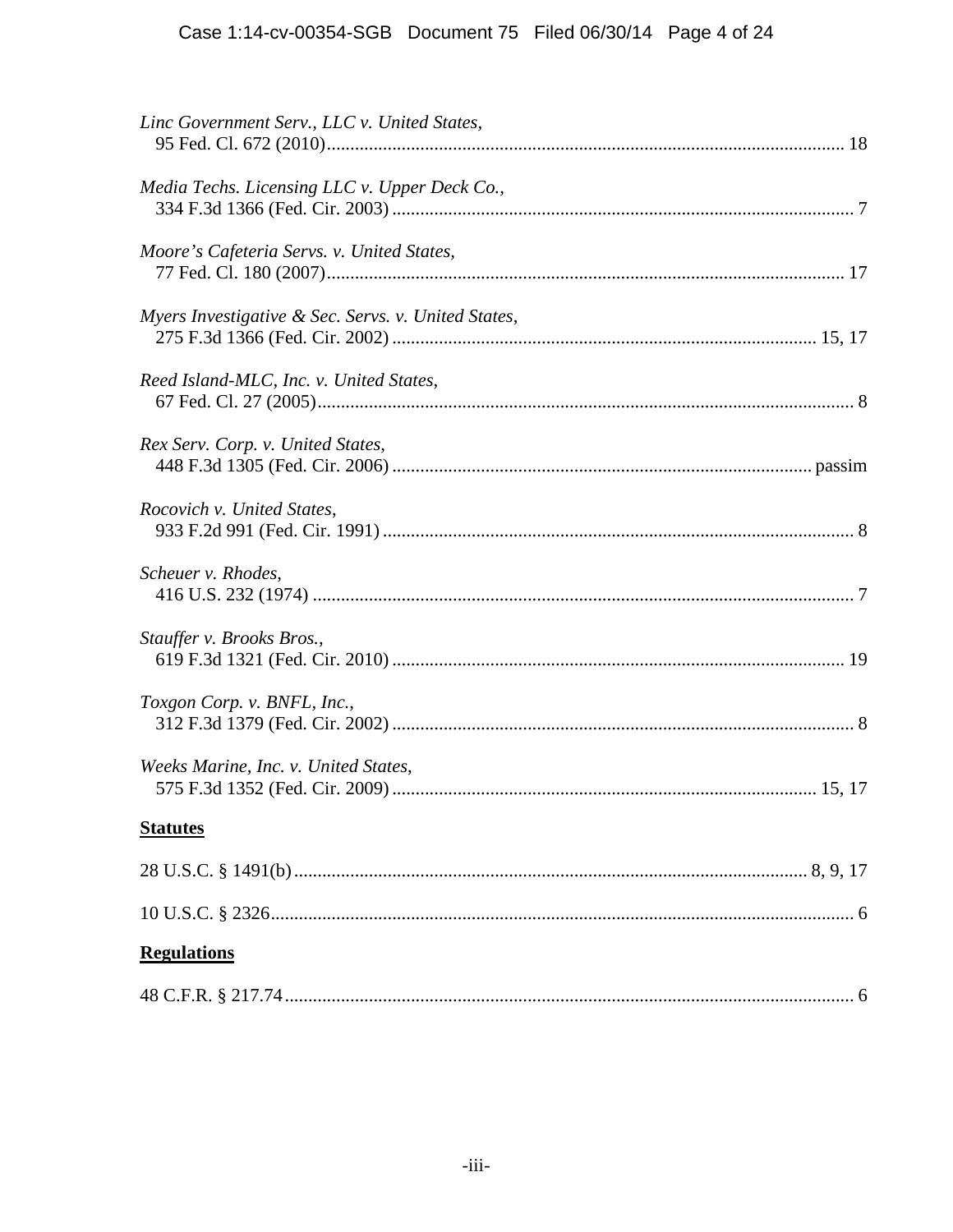*Linc Government Serv., LLC v. United States*,
95 Fed. Cl. 672 (2010) .............................................................................................................. 18

*Media Techs. Licensing LLC v. Upper Deck Co.*,
334 F.3d 1366 (Fed. Cir. 2003) .................................................................................................. 7

*Moore's Cafeteria Servs. v. United States*,
77 Fed. Cl. 180 (2007) .............................................................................................................. 17

*Myers Investigative & Sec. Servs. v. United States*,
275 F.3d 1366 (Fed. Cir. 2002) .......................................................................................... 15, 17

*Reed Island-MLC, Inc. v. United States*,
67 Fed. Cl. 27 (2005) .................................................................................................................. 8

*Rex Serv. Corp. v. United States*,
448 F.3d 1305 (Fed. Cir. 2006) ......................................................................................... passim

*Rocovich v. United States*,
933 F.2d 991 (Fed. Cir. 1991) .................................................................................................... 8

*Scheuer v. Rhodes*,
416 U.S. 232 (1974) ................................................................................................................... 7

*Stauffer v. Brooks Bros.*,
619 F.3d 1321 (Fed. Cir. 2010) ................................................................................................ 19

*Toxgon Corp. v. BNFL, Inc.*,
312 F.3d 1379 (Fed. Cir. 2002) .................................................................................................. 8

*Weeks Marine, Inc. v. United States*,
575 F.3d 1352 (Fed. Cir. 2009) .......................................................................................... 15, 17

**Statutes**

28 U.S.C. § 1491(b) ............................................................................................................ 8, 9, 17

10 U.S.C. § 2326 ............................................................................................................................ 6

**Regulations**

48 C.F.R. § 217.74 .......................................................................................................................... 6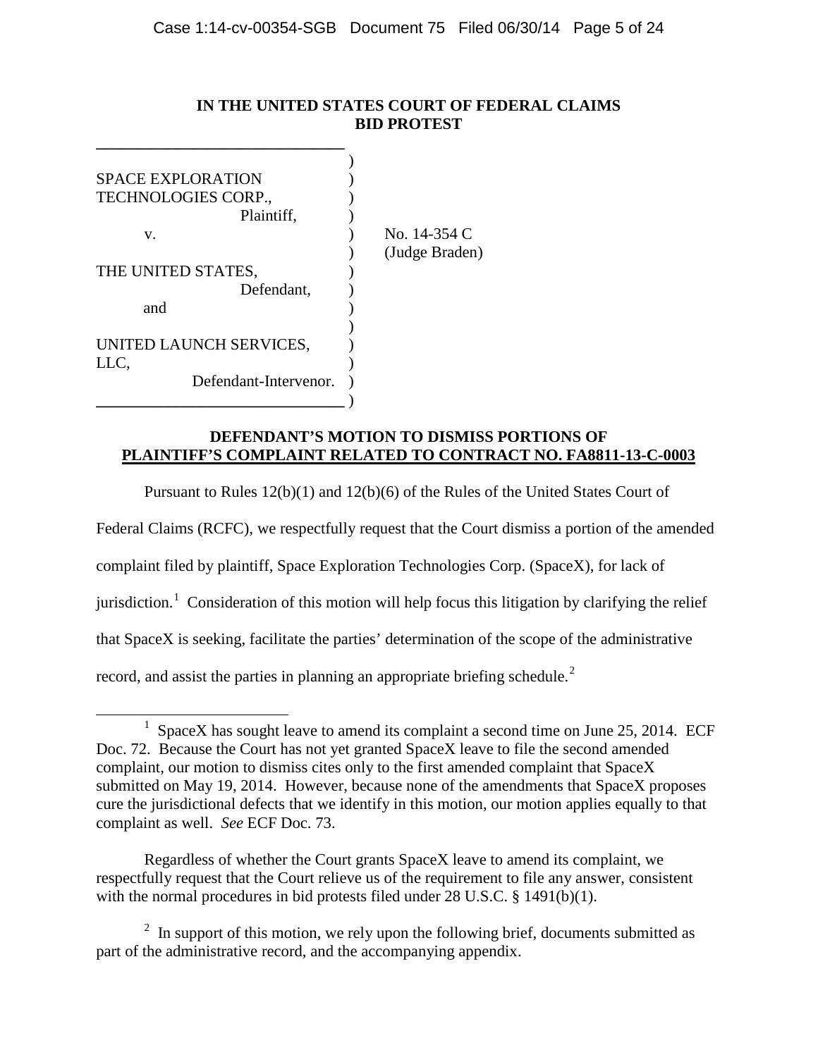**IN THE UNITED STATES COURT OF FEDERAL CLAIMS**
**BID PROTEST**

| | |
|---|---|
| SPACE EXPLORATION TECHNOLOGIES CORP., Plaintiff, | ) |
| v. | ) No. 14-354 C (Judge Braden) |
| THE UNITED STATES, Defendant, | ) |
| and | ) |
| UNITED LAUNCH SERVICES, LLC, Defendant-Intervenor. | ) |

**DEFENDANT'S MOTION TO DISMISS PORTIONS OF PLAINTIFF'S COMPLAINT RELATED TO CONTRACT NO. FA8811-13-C-0003**

Pursuant to Rules 12(b)(1) and 12(b)(6) of the Rules of the United States Court of Federal Claims (RCFC), we respectfully request that the Court dismiss a portion of the amended complaint filed by plaintiff, Space Exploration Technologies Corp. (SpaceX), for lack of jurisdiction.[1] Consideration of this motion will help focus this litigation by clarifying the relief that SpaceX is seeking, facilitate the parties' determination of the scope of the administrative record, and assist the parties in planning an appropriate briefing schedule.[2]

---

[1] SpaceX has sought leave to amend its complaint a second time on June 25, 2014. ECF Doc. 72. Because the Court has not yet granted SpaceX leave to file the second amended complaint, our motion to dismiss cites only to the first amended complaint that SpaceX submitted on May 19, 2014. However, because none of the amendments that SpaceX proposes cure the jurisdictional defects that we identify in this motion, our motion applies equally to that complaint as well. *See* ECF Doc. 73.

Regardless of whether the Court grants SpaceX leave to amend its complaint, we respectfully request that the Court relieve us of the requirement to file any answer, consistent with the normal procedures in bid protests filed under 28 U.S.C. § 1491(b)(1).

[2] In support of this motion, we rely upon the following brief, documents submitted as part of the administrative record, and the accompanying appendix.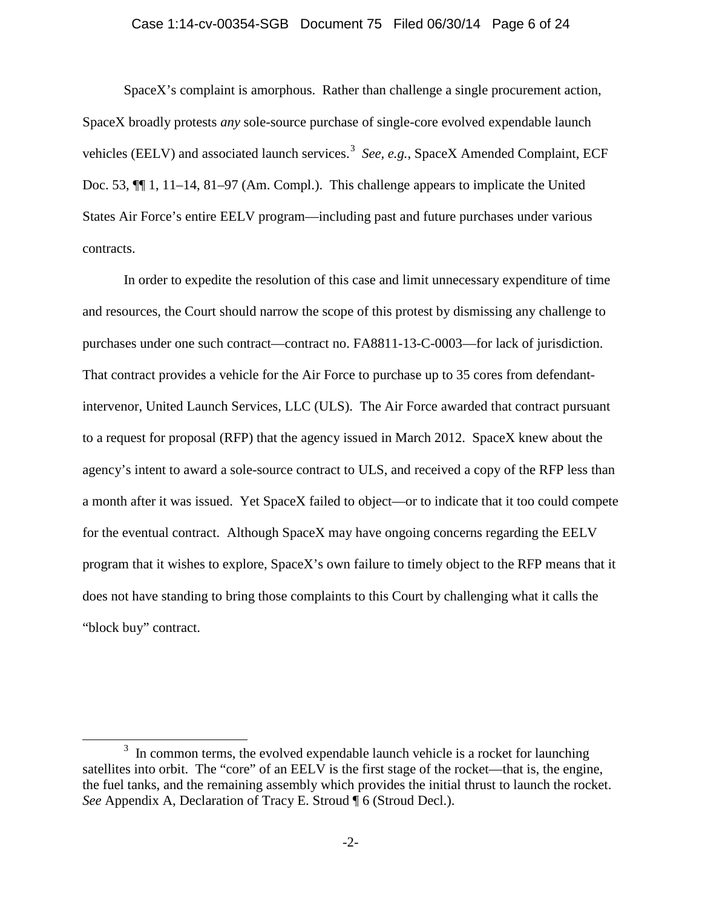SpaceX's complaint is amorphous. Rather than challenge a single procurement action, SpaceX broadly protests *any* sole-source purchase of single-core evolved expendable launch vehicles (EELV) and associated launch services.[3] *See, e.g.*, SpaceX Amended Complaint, ECF Doc. 53, ¶¶ 1, 11–14, 81–97 (Am. Compl.). This challenge appears to implicate the United States Air Force's entire EELV program—including past and future purchases under various contracts.

In order to expedite the resolution of this case and limit unnecessary expenditure of time and resources, the Court should narrow the scope of this protest by dismissing any challenge to purchases under one such contract—contract no. FA8811-13-C-0003—for lack of jurisdiction. That contract provides a vehicle for the Air Force to purchase up to 35 cores from defendant-intervenor, United Launch Services, LLC (ULS). The Air Force awarded that contract pursuant to a request for proposal (RFP) that the agency issued in March 2012. SpaceX knew about the agency's intent to award a sole-source contract to ULS, and received a copy of the RFP less than a month after it was issued. Yet SpaceX failed to object—or to indicate that it too could compete for the eventual contract. Although SpaceX may have ongoing concerns regarding the EELV program that it wishes to explore, SpaceX's own failure to timely object to the RFP means that it does not have standing to bring those complaints to this Court by challenging what it calls the "block buy" contract.

---

[3] In common terms, the evolved expendable launch vehicle is a rocket for launching satellites into orbit. The "core" of an EELV is the first stage of the rocket—that is, the engine, the fuel tanks, and the remaining assembly which provides the initial thrust to launch the rocket. *See* Appendix A, Declaration of Tracy E. Stroud ¶ 6 (Stroud Decl.).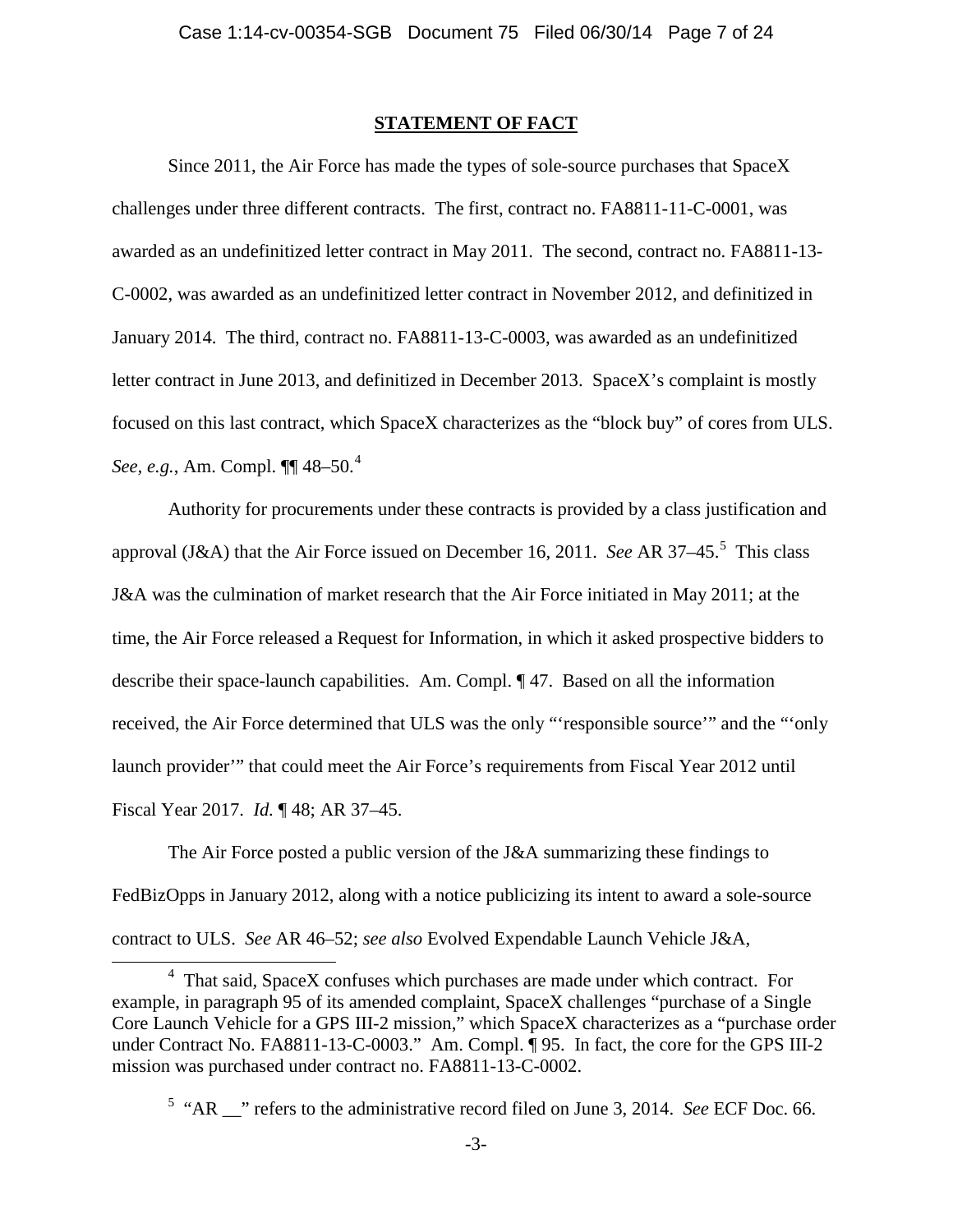## STATEMENT OF FACT

Since 2011, the Air Force has made the types of sole-source purchases that SpaceX challenges under three different contracts. The first, contract no. FA8811-11-C-0001, was awarded as an undefinitized letter contract in May 2011. The second, contract no. FA8811-13-C-0002, was awarded as an undefinitized letter contract in November 2012, and definitized in January 2014. The third, contract no. FA8811-13-C-0003, was awarded as an undefinitized letter contract in June 2013, and definitized in December 2013. SpaceX's complaint is mostly focused on this last contract, which SpaceX characterizes as the "block buy" of cores from ULS. *See, e.g.*, Am. Compl. ¶¶ 48–50.[4]

Authority for procurements under these contracts is provided by a class justification and approval (J&A) that the Air Force issued on December 16, 2011. *See* AR 37–45.[5] This class J&A was the culmination of market research that the Air Force initiated in May 2011; at the time, the Air Force released a Request for Information, in which it asked prospective bidders to describe their space-launch capabilities. Am. Compl. ¶ 47. Based on all the information received, the Air Force determined that ULS was the only "'responsible source'" and the "'only launch provider'" that could meet the Air Force's requirements from Fiscal Year 2012 until Fiscal Year 2017. *Id.* ¶ 48; AR 37–45.

The Air Force posted a public version of the J&A summarizing these findings to FedBizOpps in January 2012, along with a notice publicizing its intent to award a sole-source contract to ULS. *See* AR 46–52; *see also* Evolved Expendable Launch Vehicle J&A,

---

[4] That said, SpaceX confuses which purchases are made under which contract. For example, in paragraph 95 of its amended complaint, SpaceX challenges "purchase of a Single Core Launch Vehicle for a GPS III-2 mission," which SpaceX characterizes as a "purchase order under Contract No. FA8811-13-C-0003." Am. Compl. ¶ 95. In fact, the core for the GPS III-2 mission was purchased under contract no. FA8811-13-C-0002.

[5] "AR __" refers to the administrative record filed on June 3, 2014. *See* ECF Doc. 66.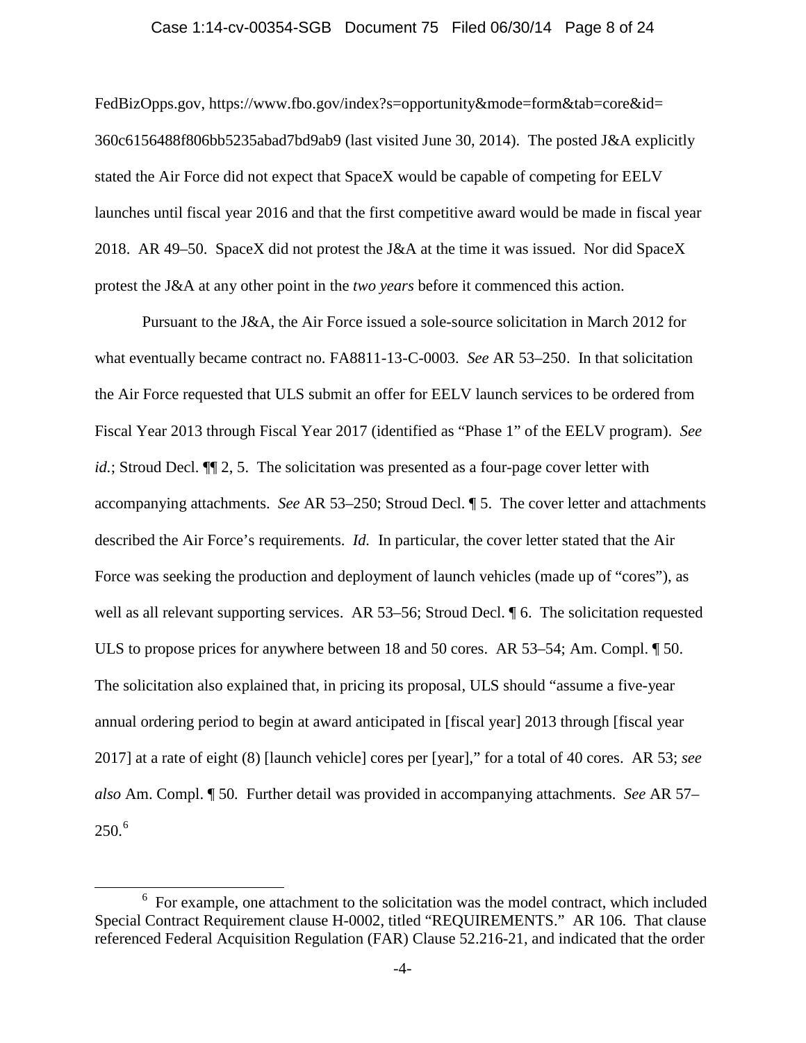FedBizOpps.gov, https://www.fbo.gov/index?s=opportunity&mode=form&tab=core&id=360c6156488f806bb5235abad7bd9ab9 (last visited June 30, 2014). The posted J&A explicitly stated the Air Force did not expect that SpaceX would be capable of competing for EELV launches until fiscal year 2016 and that the first competitive award would be made in fiscal year 2018. AR 49–50. SpaceX did not protest the J&A at the time it was issued. Nor did SpaceX protest the J&A at any other point in the *two years* before it commenced this action.

Pursuant to the J&A, the Air Force issued a sole-source solicitation in March 2012 for what eventually became contract no. FA8811-13-C-0003. *See* AR 53–250. In that solicitation the Air Force requested that ULS submit an offer for EELV launch services to be ordered from Fiscal Year 2013 through Fiscal Year 2017 (identified as "Phase 1" of the EELV program). *See id.*; Stroud Decl. ¶¶ 2, 5. The solicitation was presented as a four-page cover letter with accompanying attachments. *See* AR 53–250; Stroud Decl. ¶ 5. The cover letter and attachments described the Air Force's requirements. *Id.* In particular, the cover letter stated that the Air Force was seeking the production and deployment of launch vehicles (made up of "cores"), as well as all relevant supporting services. AR 53–56; Stroud Decl. ¶ 6. The solicitation requested ULS to propose prices for anywhere between 18 and 50 cores. AR 53–54; Am. Compl. ¶ 50. The solicitation also explained that, in pricing its proposal, ULS should "assume a five-year annual ordering period to begin at award anticipated in [fiscal year] 2013 through [fiscal year 2017] at a rate of eight (8) [launch vehicle] cores per [year]," for a total of 40 cores. AR 53; *see also* Am. Compl. ¶ 50. Further detail was provided in accompanying attachments. *See* AR 57–250.[6]

---

[6] For example, one attachment to the solicitation was the model contract, which included Special Contract Requirement clause H-0002, titled "REQUIREMENTS." AR 106. That clause referenced Federal Acquisition Regulation (FAR) Clause 52.216-21, and indicated that the order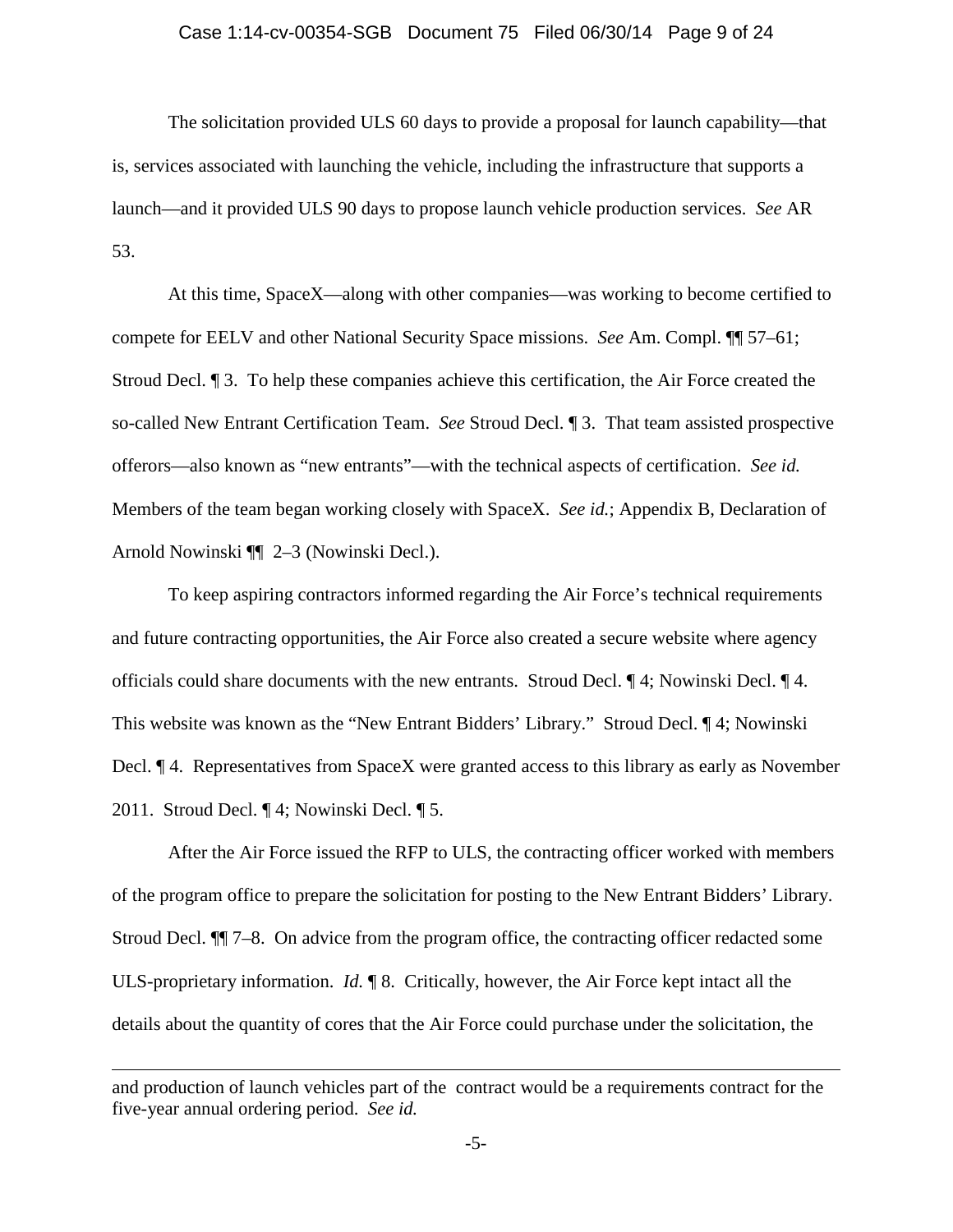The solicitation provided ULS 60 days to provide a proposal for launch capability—that is, services associated with launching the vehicle, including the infrastructure that supports a launch—and it provided ULS 90 days to propose launch vehicle production services. *See* AR 53.

At this time, SpaceX—along with other companies—was working to become certified to compete for EELV and other National Security Space missions. *See* Am. Compl. ¶¶ 57–61; Stroud Decl. ¶ 3. To help these companies achieve this certification, the Air Force created the so-called New Entrant Certification Team. *See* Stroud Decl. ¶ 3. That team assisted prospective offerors—also known as "new entrants"—with the technical aspects of certification. *See id.* Members of the team began working closely with SpaceX. *See id.*; Appendix B, Declaration of Arnold Nowinski ¶¶ 2–3 (Nowinski Decl.).

To keep aspiring contractors informed regarding the Air Force's technical requirements and future contracting opportunities, the Air Force also created a secure website where agency officials could share documents with the new entrants. Stroud Decl. ¶ 4; Nowinski Decl. ¶ 4. This website was known as the "New Entrant Bidders' Library." Stroud Decl. ¶ 4; Nowinski Decl. ¶ 4. Representatives from SpaceX were granted access to this library as early as November 2011. Stroud Decl. ¶ 4; Nowinski Decl. ¶ 5.

After the Air Force issued the RFP to ULS, the contracting officer worked with members of the program office to prepare the solicitation for posting to the New Entrant Bidders' Library. Stroud Decl. ¶¶ 7–8. On advice from the program office, the contracting officer redacted some ULS-proprietary information. *Id.* ¶ 8. Critically, however, the Air Force kept intact all the details about the quantity of cores that the Air Force could purchase under the solicitation, the

---

and production of launch vehicles part of the contract would be a requirements contract for the five-year annual ordering period. *See id.*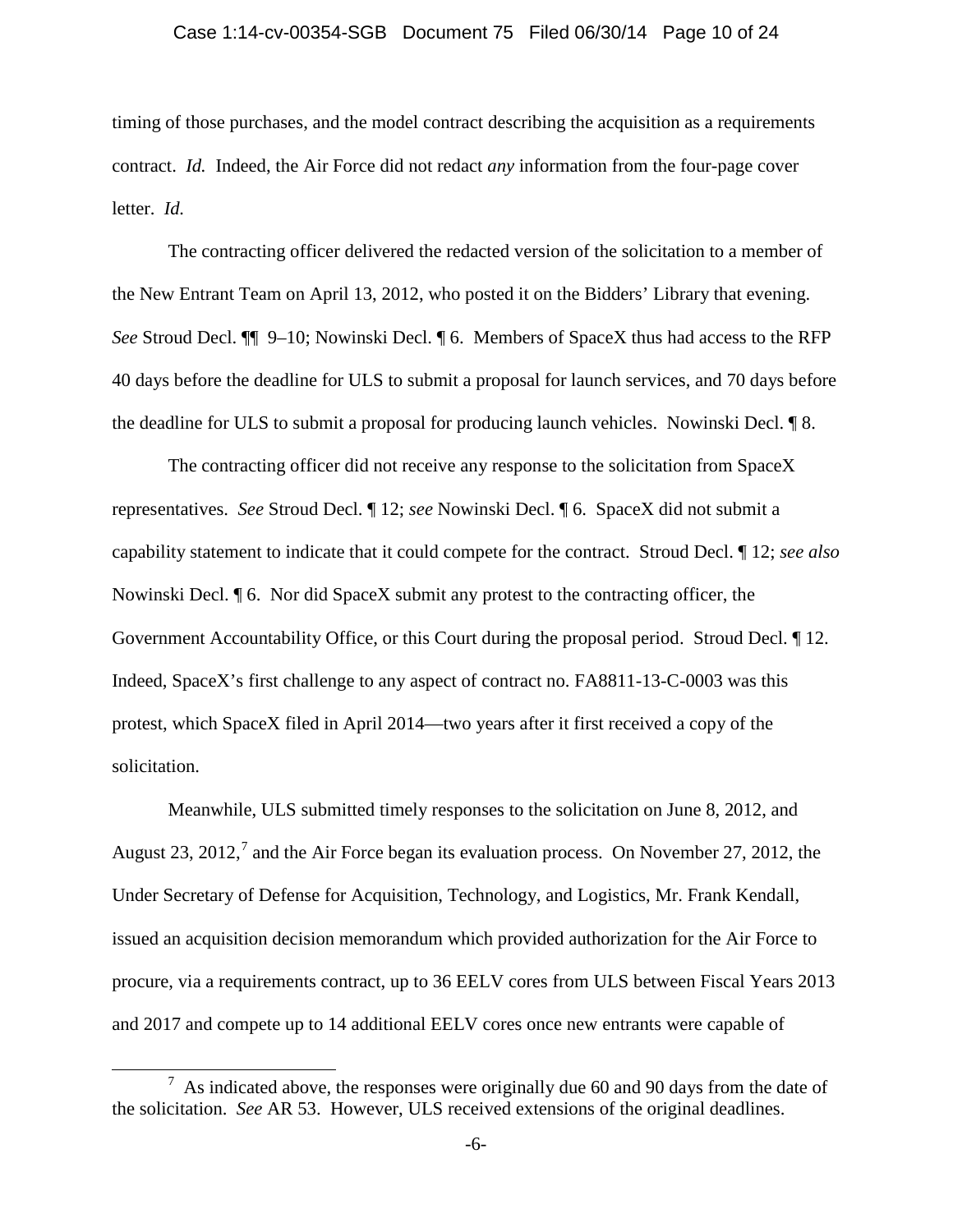timing of those purchases, and the model contract describing the acquisition as a requirements contract. *Id.* Indeed, the Air Force did not redact *any* information from the four-page cover letter. *Id.*

The contracting officer delivered the redacted version of the solicitation to a member of the New Entrant Team on April 13, 2012, who posted it on the Bidders' Library that evening. *See* Stroud Decl. ¶¶ 9–10; Nowinski Decl. ¶ 6. Members of SpaceX thus had access to the RFP 40 days before the deadline for ULS to submit a proposal for launch services, and 70 days before the deadline for ULS to submit a proposal for producing launch vehicles. Nowinski Decl. ¶ 8.

The contracting officer did not receive any response to the solicitation from SpaceX representatives. *See* Stroud Decl. ¶ 12; *see* Nowinski Decl. ¶ 6. SpaceX did not submit a capability statement to indicate that it could compete for the contract. Stroud Decl. ¶ 12; *see also* Nowinski Decl. ¶ 6. Nor did SpaceX submit any protest to the contracting officer, the Government Accountability Office, or this Court during the proposal period. Stroud Decl. ¶ 12. Indeed, SpaceX's first challenge to any aspect of contract no. FA8811-13-C-0003 was this protest, which SpaceX filed in April 2014—two years after it first received a copy of the solicitation.

Meanwhile, ULS submitted timely responses to the solicitation on June 8, 2012, and August 23, 2012,[7] and the Air Force began its evaluation process. On November 27, 2012, the Under Secretary of Defense for Acquisition, Technology, and Logistics, Mr. Frank Kendall, issued an acquisition decision memorandum which provided authorization for the Air Force to procure, via a requirements contract, up to 36 EELV cores from ULS between Fiscal Years 2013 and 2017 and compete up to 14 additional EELV cores once new entrants were capable of

---

[7] As indicated above, the responses were originally due 60 and 90 days from the date of the solicitation. *See* AR 53. However, ULS received extensions of the original deadlines.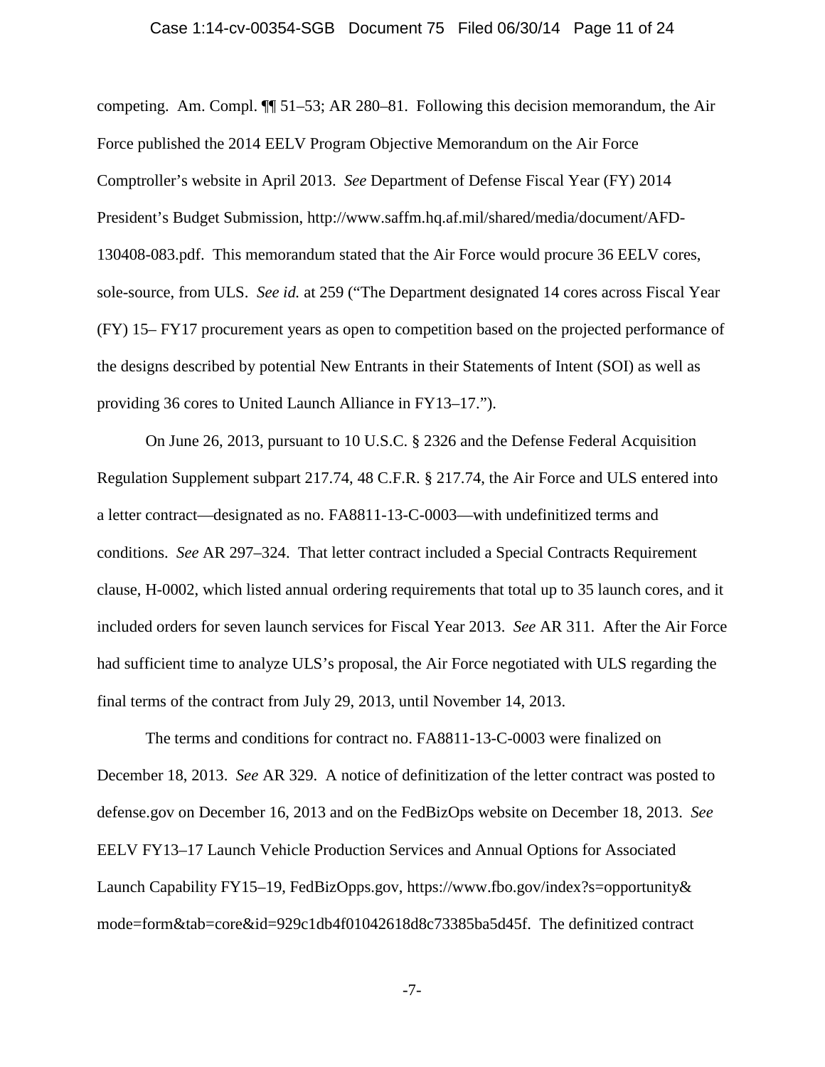competing. Am. Compl. ¶¶ 51–53; AR 280–81. Following this decision memorandum, the Air Force published the 2014 EELV Program Objective Memorandum on the Air Force Comptroller's website in April 2013. *See* Department of Defense Fiscal Year (FY) 2014 President's Budget Submission, http://www.saffm.hq.af.mil/shared/media/document/AFD-130408-083.pdf. This memorandum stated that the Air Force would procure 36 EELV cores, sole-source, from ULS. *See id.* at 259 ("The Department designated 14 cores across Fiscal Year (FY) 15– FY17 procurement years as open to competition based on the projected performance of the designs described by potential New Entrants in their Statements of Intent (SOI) as well as providing 36 cores to United Launch Alliance in FY13–17.").

On June 26, 2013, pursuant to 10 U.S.C. § 2326 and the Defense Federal Acquisition Regulation Supplement subpart 217.74, 48 C.F.R. § 217.74, the Air Force and ULS entered into a letter contract—designated as no. FA8811-13-C-0003—with undefinitized terms and conditions. *See* AR 297–324. That letter contract included a Special Contracts Requirement clause, H-0002, which listed annual ordering requirements that total up to 35 launch cores, and it included orders for seven launch services for Fiscal Year 2013. *See* AR 311. After the Air Force had sufficient time to analyze ULS's proposal, the Air Force negotiated with ULS regarding the final terms of the contract from July 29, 2013, until November 14, 2013.

The terms and conditions for contract no. FA8811-13-C-0003 were finalized on December 18, 2013. *See* AR 329. A notice of definitization of the letter contract was posted to defense.gov on December 16, 2013 and on the FedBizOps website on December 18, 2013. *See* EELV FY13–17 Launch Vehicle Production Services and Annual Options for Associated Launch Capability FY15–19, FedBizOpps.gov, https://www.fbo.gov/index?s=opportunity&mode=form&tab=core&id=929c1db4f01042618d8c73385ba5d45f. The definitized contract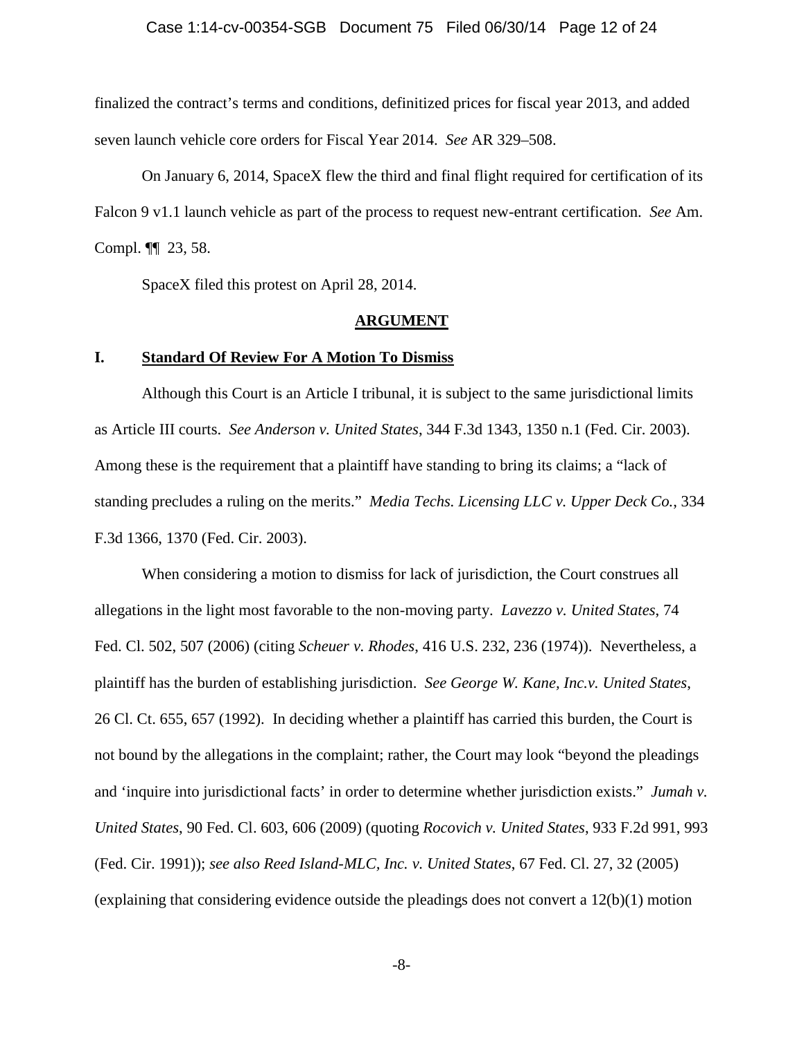finalized the contract's terms and conditions, definitized prices for fiscal year 2013, and added seven launch vehicle core orders for Fiscal Year 2014. *See* AR 329–508.

On January 6, 2014, SpaceX flew the third and final flight required for certification of its Falcon 9 v1.1 launch vehicle as part of the process to request new-entrant certification. *See* Am. Compl. ¶¶ 23, 58.

SpaceX filed this protest on April 28, 2014.

## ARGUMENT

### I. Standard Of Review For A Motion To Dismiss

Although this Court is an Article I tribunal, it is subject to the same jurisdictional limits as Article III courts. *See Anderson v. United States*, 344 F.3d 1343, 1350 n.1 (Fed. Cir. 2003). Among these is the requirement that a plaintiff have standing to bring its claims; a "lack of standing precludes a ruling on the merits." *Media Techs. Licensing LLC v. Upper Deck Co.*, 334 F.3d 1366, 1370 (Fed. Cir. 2003).

When considering a motion to dismiss for lack of jurisdiction, the Court construes all allegations in the light most favorable to the non-moving party. *Lavezzo v. United States*, 74 Fed. Cl. 502, 507 (2006) (citing *Scheuer v. Rhodes*, 416 U.S. 232, 236 (1974)). Nevertheless, a plaintiff has the burden of establishing jurisdiction. *See George W. Kane, Inc.v. United States*, 26 Cl. Ct. 655, 657 (1992). In deciding whether a plaintiff has carried this burden, the Court is not bound by the allegations in the complaint; rather, the Court may look "beyond the pleadings and 'inquire into jurisdictional facts' in order to determine whether jurisdiction exists." *Jumah v. United States*, 90 Fed. Cl. 603, 606 (2009) (quoting *Rocovich v. United States*, 933 F.2d 991, 993 (Fed. Cir. 1991)); *see also Reed Island-MLC, Inc. v. United States*, 67 Fed. Cl. 27, 32 (2005) (explaining that considering evidence outside the pleadings does not convert a 12(b)(1) motion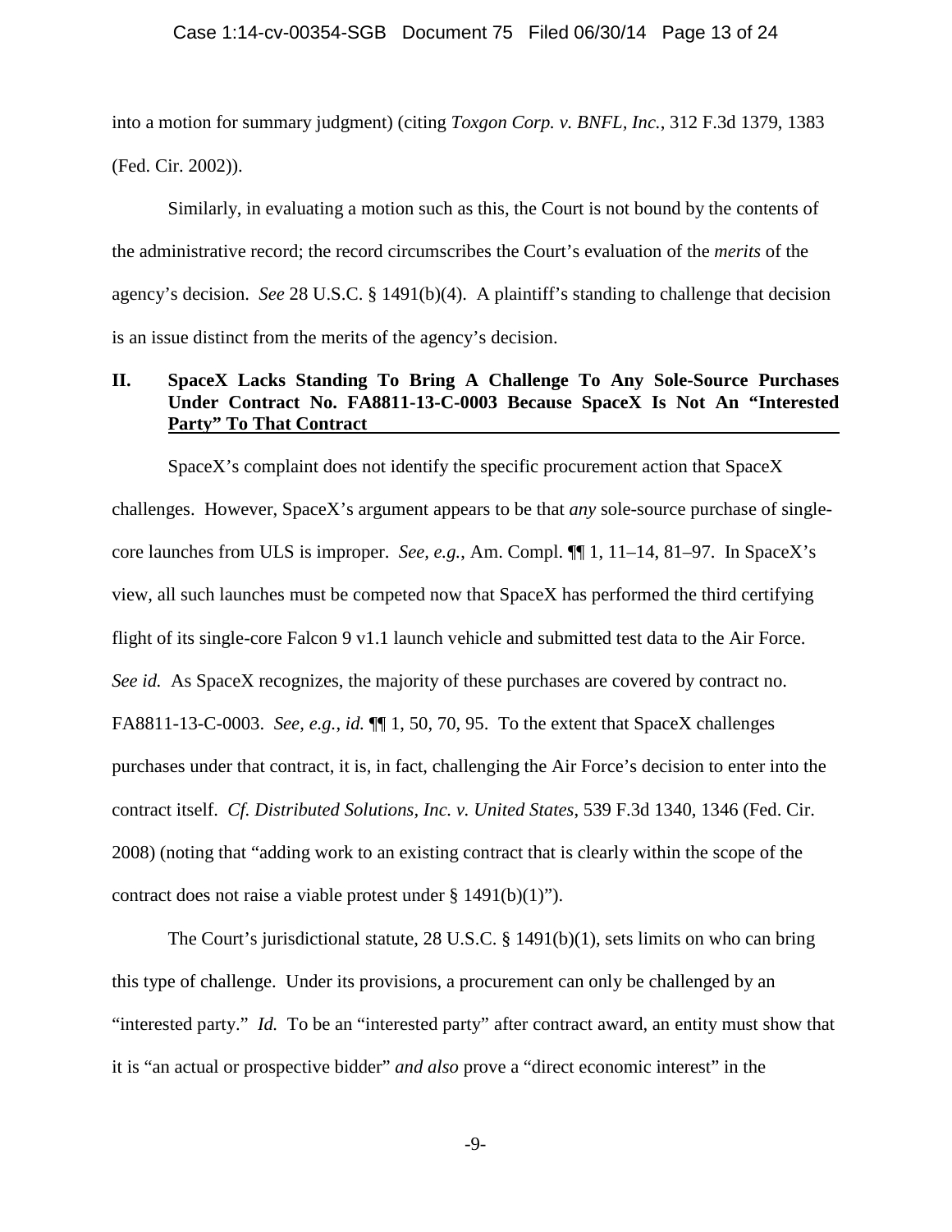into a motion for summary judgment) (citing *Toxgon Corp. v. BNFL, Inc.*, 312 F.3d 1379, 1383 (Fed. Cir. 2002)).

Similarly, in evaluating a motion such as this, the Court is not bound by the contents of the administrative record; the record circumscribes the Court's evaluation of the *merits* of the agency's decision. *See* 28 U.S.C. § 1491(b)(4). A plaintiff's standing to challenge that decision is an issue distinct from the merits of the agency's decision.

## II. SpaceX Lacks Standing To Bring A Challenge To Any Sole-Source Purchases Under Contract No. FA8811-13-C-0003 Because SpaceX Is Not An "Interested Party" To That Contract

SpaceX's complaint does not identify the specific procurement action that SpaceX challenges. However, SpaceX's argument appears to be that *any* sole-source purchase of single-core launches from ULS is improper. *See, e.g.*, Am. Compl. ¶¶ 1, 11–14, 81–97. In SpaceX's view, all such launches must be competed now that SpaceX has performed the third certifying flight of its single-core Falcon 9 v1.1 launch vehicle and submitted test data to the Air Force. *See id.* As SpaceX recognizes, the majority of these purchases are covered by contract no. FA8811-13-C-0003. *See, e.g.*, *id.* ¶¶ 1, 50, 70, 95. To the extent that SpaceX challenges purchases under that contract, it is, in fact, challenging the Air Force's decision to enter into the contract itself. *Cf. Distributed Solutions, Inc. v. United States*, 539 F.3d 1340, 1346 (Fed. Cir. 2008) (noting that "adding work to an existing contract that is clearly within the scope of the contract does not raise a viable protest under § 1491(b)(1)").

The Court's jurisdictional statute, 28 U.S.C. § 1491(b)(1), sets limits on who can bring this type of challenge. Under its provisions, a procurement can only be challenged by an "interested party." *Id.* To be an "interested party" after contract award, an entity must show that it is "an actual or prospective bidder" *and also* prove a "direct economic interest" in the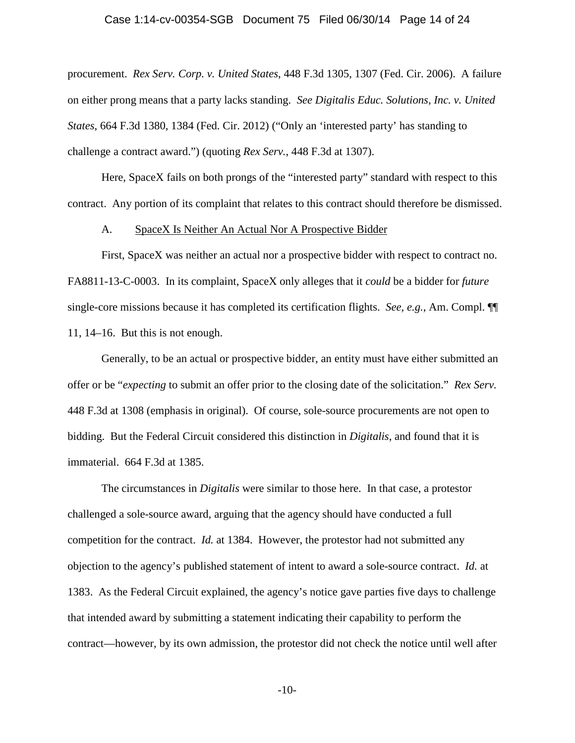procurement. *Rex Serv. Corp. v. United States*, 448 F.3d 1305, 1307 (Fed. Cir. 2006). A failure on either prong means that a party lacks standing. *See Digitalis Educ. Solutions, Inc. v. United States*, 664 F.3d 1380, 1384 (Fed. Cir. 2012) ("Only an 'interested party' has standing to challenge a contract award.") (quoting *Rex Serv.*, 448 F.3d at 1307).

Here, SpaceX fails on both prongs of the "interested party" standard with respect to this contract. Any portion of its complaint that relates to this contract should therefore be dismissed.

A. <u>SpaceX Is Neither An Actual Nor A Prospective Bidder</u>

First, SpaceX was neither an actual nor a prospective bidder with respect to contract no. FA8811-13-C-0003. In its complaint, SpaceX only alleges that it *could* be a bidder for *future* single-core missions because it has completed its certification flights. *See, e.g.*, Am. Compl. ¶¶ 11, 14–16. But this is not enough.

Generally, to be an actual or prospective bidder, an entity must have either submitted an offer or be "*expecting* to submit an offer prior to the closing date of the solicitation." *Rex Serv.* 448 F.3d at 1308 (emphasis in original). Of course, sole-source procurements are not open to bidding. But the Federal Circuit considered this distinction in *Digitalis*, and found that it is immaterial. 664 F.3d at 1385.

The circumstances in *Digitalis* were similar to those here. In that case, a protestor challenged a sole-source award, arguing that the agency should have conducted a full competition for the contract. *Id.* at 1384. However, the protestor had not submitted any objection to the agency's published statement of intent to award a sole-source contract. *Id.* at 1383. As the Federal Circuit explained, the agency's notice gave parties five days to challenge that intended award by submitting a statement indicating their capability to perform the contract—however, by its own admission, the protestor did not check the notice until well after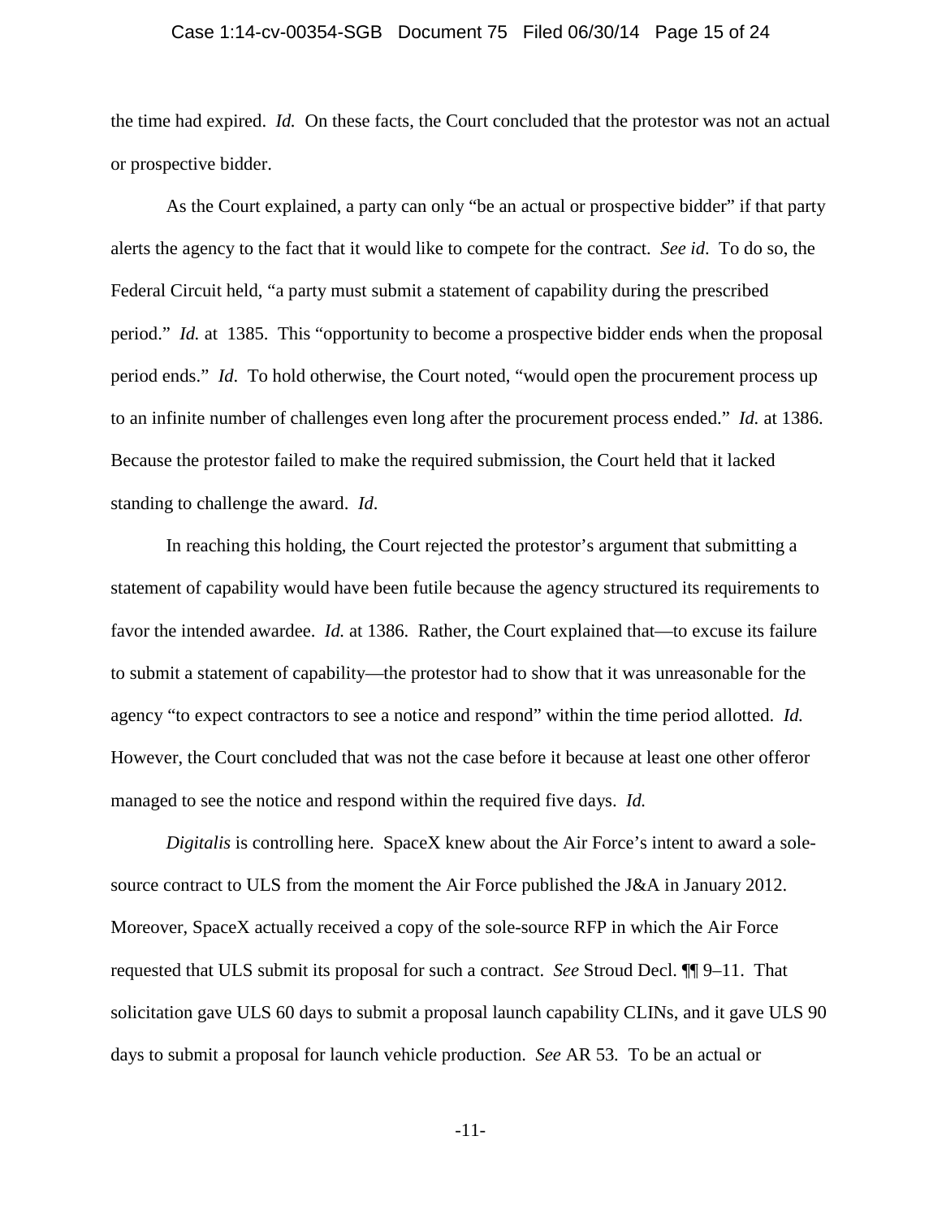the time had expired. *Id.* On these facts, the Court concluded that the protestor was not an actual or prospective bidder.

As the Court explained, a party can only "be an actual or prospective bidder" if that party alerts the agency to the fact that it would like to compete for the contract. *See id*. To do so, the Federal Circuit held, "a party must submit a statement of capability during the prescribed period." *Id.* at 1385. This "opportunity to become a prospective bidder ends when the proposal period ends." *Id*. To hold otherwise, the Court noted, "would open the procurement process up to an infinite number of challenges even long after the procurement process ended." *Id.* at 1386. Because the protestor failed to make the required submission, the Court held that it lacked standing to challenge the award. *Id*.

In reaching this holding, the Court rejected the protestor's argument that submitting a statement of capability would have been futile because the agency structured its requirements to favor the intended awardee. *Id.* at 1386. Rather, the Court explained that—to excuse its failure to submit a statement of capability—the protestor had to show that it was unreasonable for the agency "to expect contractors to see a notice and respond" within the time period allotted. *Id.* However, the Court concluded that was not the case before it because at least one other offeror managed to see the notice and respond within the required five days. *Id.*

*Digitalis* is controlling here. SpaceX knew about the Air Force's intent to award a sole-source contract to ULS from the moment the Air Force published the J&A in January 2012. Moreover, SpaceX actually received a copy of the sole-source RFP in which the Air Force requested that ULS submit its proposal for such a contract. *See* Stroud Decl. ¶¶ 9–11. That solicitation gave ULS 60 days to submit a proposal launch capability CLINs, and it gave ULS 90 days to submit a proposal for launch vehicle production. *See* AR 53. To be an actual or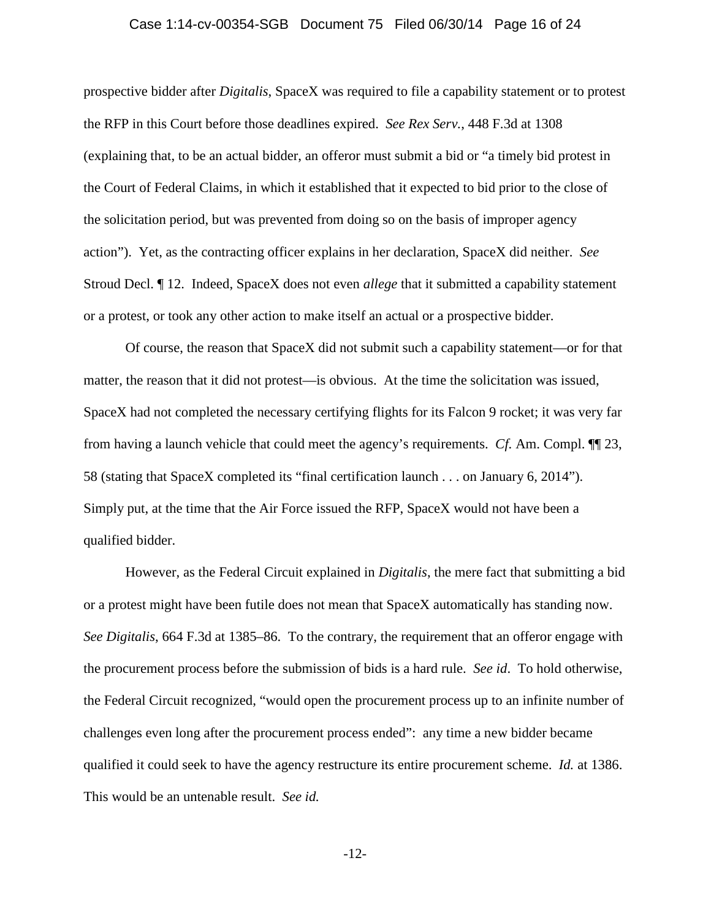prospective bidder after *Digitalis*, SpaceX was required to file a capability statement or to protest the RFP in this Court before those deadlines expired. *See Rex Serv.*, 448 F.3d at 1308 (explaining that, to be an actual bidder, an offeror must submit a bid or "a timely bid protest in the Court of Federal Claims, in which it established that it expected to bid prior to the close of the solicitation period, but was prevented from doing so on the basis of improper agency action"). Yet, as the contracting officer explains in her declaration, SpaceX did neither. *See* Stroud Decl. ¶ 12. Indeed, SpaceX does not even *allege* that it submitted a capability statement or a protest, or took any other action to make itself an actual or a prospective bidder.

Of course, the reason that SpaceX did not submit such a capability statement—or for that matter, the reason that it did not protest—is obvious. At the time the solicitation was issued, SpaceX had not completed the necessary certifying flights for its Falcon 9 rocket; it was very far from having a launch vehicle that could meet the agency's requirements. *Cf.* Am. Compl. ¶¶ 23, 58 (stating that SpaceX completed its "final certification launch . . . on January 6, 2014"). Simply put, at the time that the Air Force issued the RFP, SpaceX would not have been a qualified bidder.

However, as the Federal Circuit explained in *Digitalis*, the mere fact that submitting a bid or a protest might have been futile does not mean that SpaceX automatically has standing now. *See Digitalis*, 664 F.3d at 1385–86. To the contrary, the requirement that an offeror engage with the procurement process before the submission of bids is a hard rule. *See id*. To hold otherwise, the Federal Circuit recognized, "would open the procurement process up to an infinite number of challenges even long after the procurement process ended": any time a new bidder became qualified it could seek to have the agency restructure its entire procurement scheme. *Id.* at 1386. This would be an untenable result. *See id.*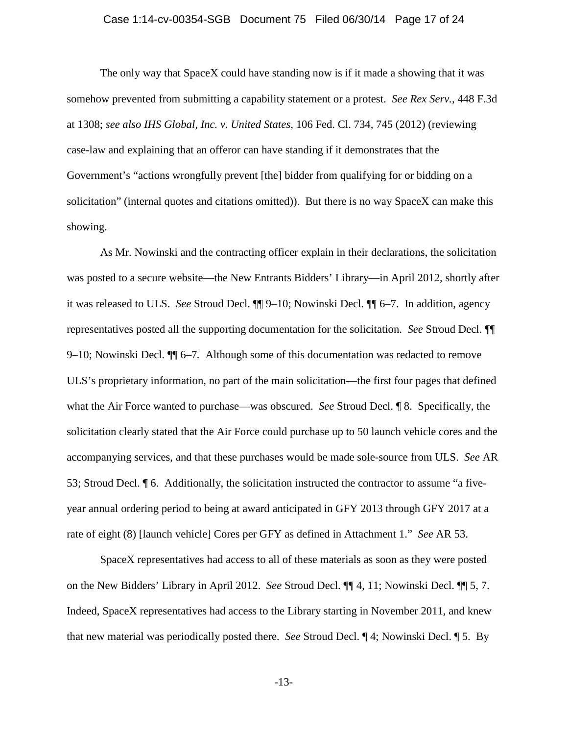The only way that SpaceX could have standing now is if it made a showing that it was somehow prevented from submitting a capability statement or a protest. *See Rex Serv.*, 448 F.3d at 1308; *see also IHS Global, Inc. v. United States*, 106 Fed. Cl. 734, 745 (2012) (reviewing case-law and explaining that an offeror can have standing if it demonstrates that the Government's "actions wrongfully prevent [the] bidder from qualifying for or bidding on a solicitation" (internal quotes and citations omitted)). But there is no way SpaceX can make this showing.

As Mr. Nowinski and the contracting officer explain in their declarations, the solicitation was posted to a secure website—the New Entrants Bidders' Library—in April 2012, shortly after it was released to ULS. *See* Stroud Decl. ¶¶ 9–10; Nowinski Decl. ¶¶ 6–7. In addition, agency representatives posted all the supporting documentation for the solicitation. *See* Stroud Decl. ¶¶ 9–10; Nowinski Decl. ¶¶ 6–7. Although some of this documentation was redacted to remove ULS's proprietary information, no part of the main solicitation—the first four pages that defined what the Air Force wanted to purchase—was obscured. *See* Stroud Decl. ¶ 8. Specifically, the solicitation clearly stated that the Air Force could purchase up to 50 launch vehicle cores and the accompanying services, and that these purchases would be made sole-source from ULS. *See* AR 53; Stroud Decl. ¶ 6. Additionally, the solicitation instructed the contractor to assume "a five-year annual ordering period to being at award anticipated in GFY 2013 through GFY 2017 at a rate of eight (8) [launch vehicle] Cores per GFY as defined in Attachment 1." *See* AR 53.

SpaceX representatives had access to all of these materials as soon as they were posted on the New Bidders' Library in April 2012. *See* Stroud Decl. ¶¶ 4, 11; Nowinski Decl. ¶¶ 5, 7. Indeed, SpaceX representatives had access to the Library starting in November 2011, and knew that new material was periodically posted there. *See* Stroud Decl. ¶ 4; Nowinski Decl. ¶ 5. By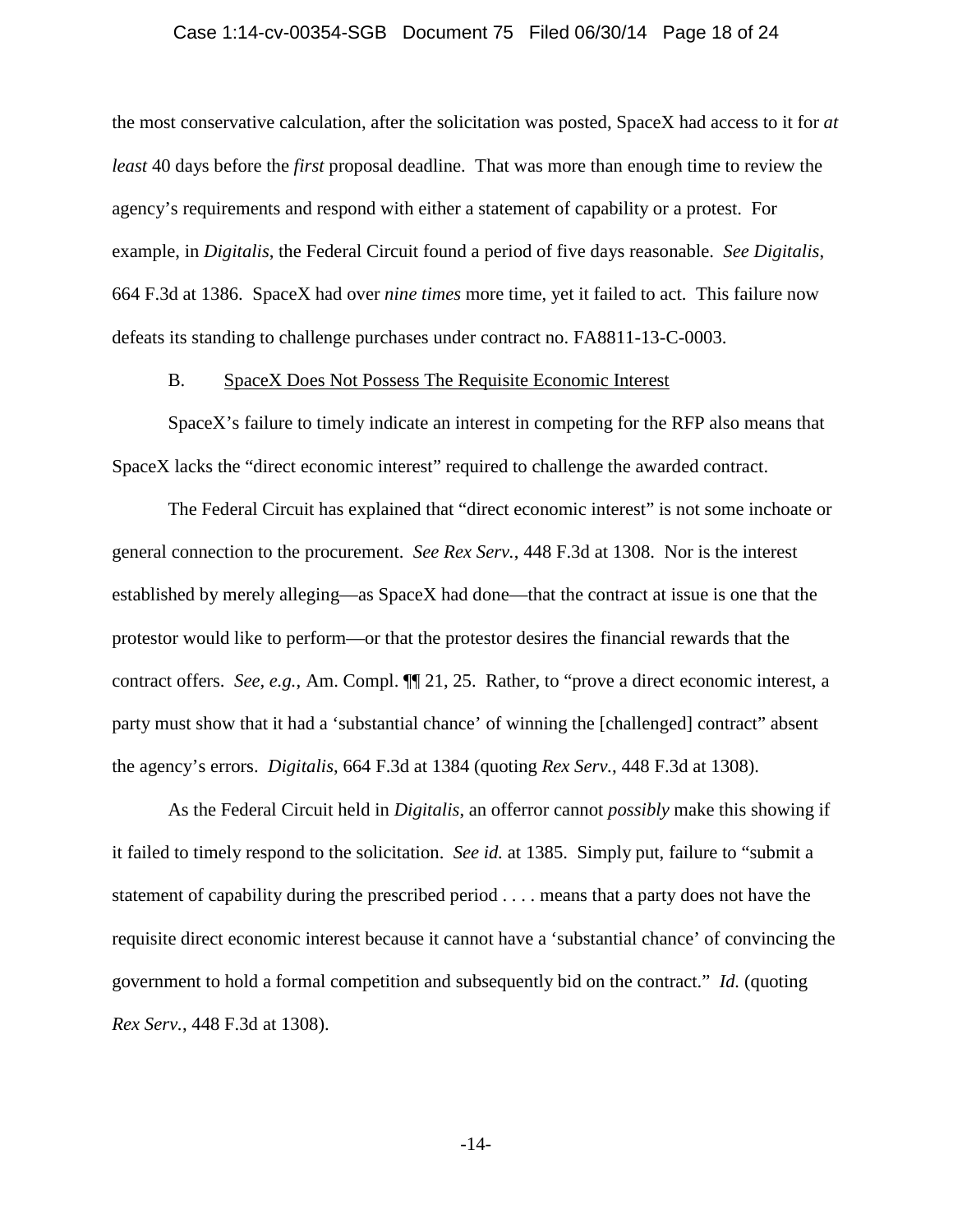the most conservative calculation, after the solicitation was posted, SpaceX had access to it for *at least* 40 days before the *first* proposal deadline. That was more than enough time to review the agency's requirements and respond with either a statement of capability or a protest. For example, in *Digitalis*, the Federal Circuit found a period of five days reasonable. *See Digitalis*, 664 F.3d at 1386. SpaceX had over *nine times* more time, yet it failed to act. This failure now defeats its standing to challenge purchases under contract no. FA8811-13-C-0003.

### B. SpaceX Does Not Possess The Requisite Economic Interest

SpaceX's failure to timely indicate an interest in competing for the RFP also means that SpaceX lacks the "direct economic interest" required to challenge the awarded contract.

The Federal Circuit has explained that "direct economic interest" is not some inchoate or general connection to the procurement. *See Rex Serv.*, 448 F.3d at 1308. Nor is the interest established by merely alleging—as SpaceX had done—that the contract at issue is one that the protestor would like to perform—or that the protestor desires the financial rewards that the contract offers. *See, e.g.*, Am. Compl. ¶¶ 21, 25. Rather, to "prove a direct economic interest, a party must show that it had a 'substantial chance' of winning the [challenged] contract" absent the agency's errors. *Digitalis*, 664 F.3d at 1384 (quoting *Rex Serv.*, 448 F.3d at 1308).

As the Federal Circuit held in *Digitalis*, an offeror cannot *possibly* make this showing if it failed to timely respond to the solicitation. *See id.* at 1385. Simply put, failure to "submit a statement of capability during the prescribed period . . . . means that a party does not have the requisite direct economic interest because it cannot have a 'substantial chance' of convincing the government to hold a formal competition and subsequently bid on the contract." *Id.* (quoting *Rex Serv.*, 448 F.3d at 1308).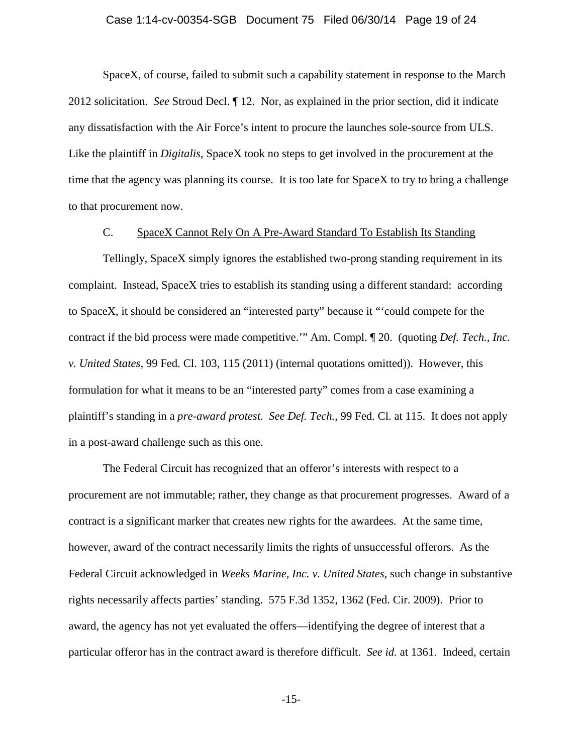SpaceX, of course, failed to submit such a capability statement in response to the March 2012 solicitation. *See* Stroud Decl. ¶ 12. Nor, as explained in the prior section, did it indicate any dissatisfaction with the Air Force's intent to procure the launches sole-source from ULS. Like the plaintiff in *Digitalis*, SpaceX took no steps to get involved in the procurement at the time that the agency was planning its course. It is too late for SpaceX to try to bring a challenge to that procurement now.

C. <u>SpaceX Cannot Rely On A Pre-Award Standard To Establish Its Standing</u>

Tellingly, SpaceX simply ignores the established two-prong standing requirement in its complaint. Instead, SpaceX tries to establish its standing using a different standard: according to SpaceX, it should be considered an "interested party" because it "'could compete for the contract if the bid process were made competitive.'" Am. Compl. ¶ 20. (quoting *Def. Tech., Inc. v. United States*, 99 Fed. Cl. 103, 115 (2011) (internal quotations omitted)). However, this formulation for what it means to be an "interested party" comes from a case examining a plaintiff's standing in a *pre-award protest*. *See Def. Tech.*, 99 Fed. Cl. at 115. It does not apply in a post-award challenge such as this one.

The Federal Circuit has recognized that an offeror's interests with respect to a procurement are not immutable; rather, they change as that procurement progresses. Award of a contract is a significant marker that creates new rights for the awardees. At the same time, however, award of the contract necessarily limits the rights of unsuccessful offerors. As the Federal Circuit acknowledged in *Weeks Marine, Inc. v. United States*, such change in substantive rights necessarily affects parties' standing. 575 F.3d 1352, 1362 (Fed. Cir. 2009). Prior to award, the agency has not yet evaluated the offers—identifying the degree of interest that a particular offeror has in the contract award is therefore difficult. *See id.* at 1361. Indeed, certain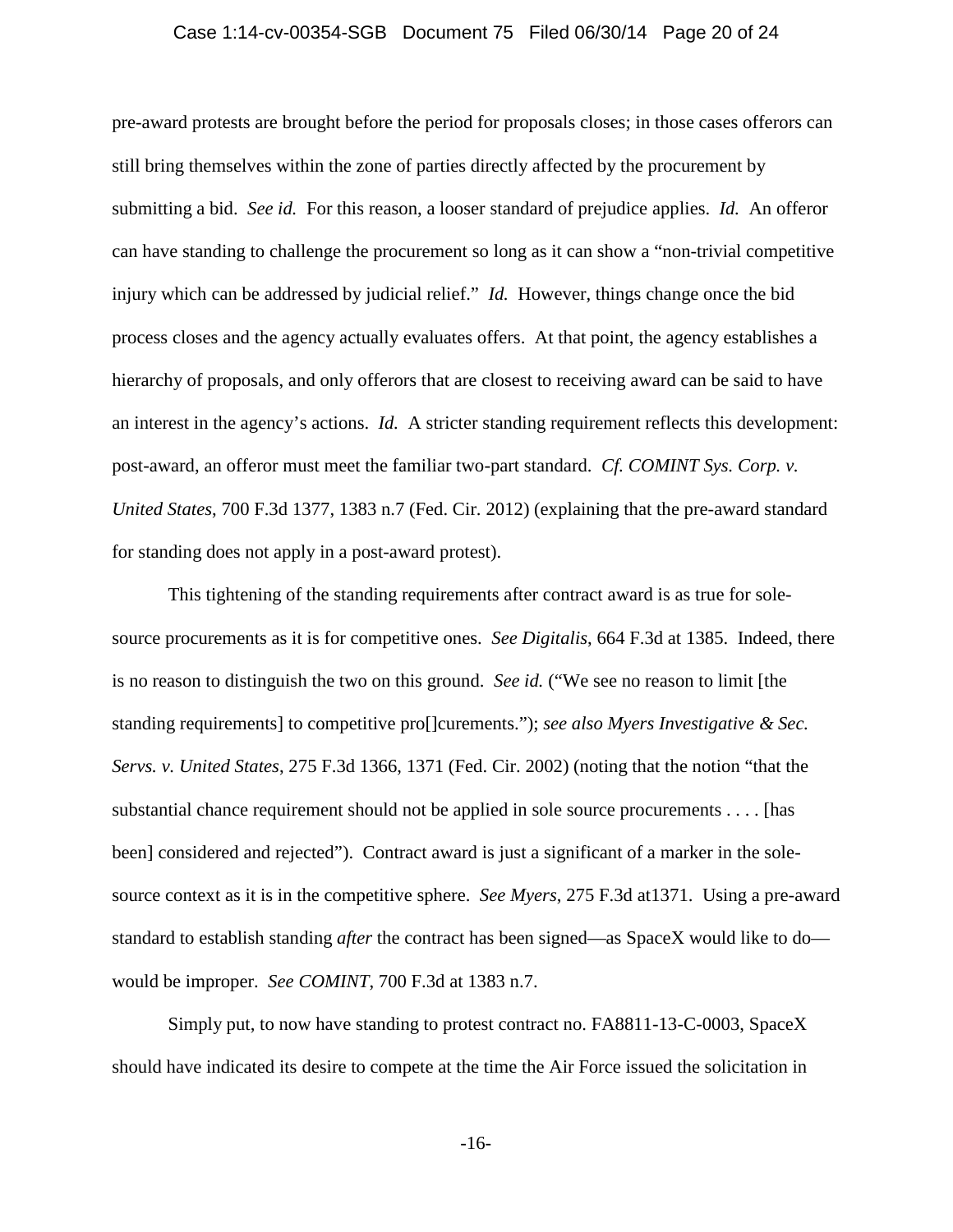pre-award protests are brought before the period for proposals closes; in those cases offerors can still bring themselves within the zone of parties directly affected by the procurement by submitting a bid. *See id.* For this reason, a looser standard of prejudice applies. *Id.* An offeror can have standing to challenge the procurement so long as it can show a "non-trivial competitive injury which can be addressed by judicial relief." *Id.* However, things change once the bid process closes and the agency actually evaluates offers. At that point, the agency establishes a hierarchy of proposals, and only offerors that are closest to receiving award can be said to have an interest in the agency's actions. *Id.* A stricter standing requirement reflects this development: post-award, an offeror must meet the familiar two-part standard. *Cf. COMINT Sys. Corp. v. United States*, 700 F.3d 1377, 1383 n.7 (Fed. Cir. 2012) (explaining that the pre-award standard for standing does not apply in a post-award protest).

This tightening of the standing requirements after contract award is as true for sole-source procurements as it is for competitive ones. *See Digitalis*, 664 F.3d at 1385. Indeed, there is no reason to distinguish the two on this ground. *See id.* ("We see no reason to limit [the standing requirements] to competitive pro[]curements."); *see also Myers Investigative & Sec. Servs. v. United States*, 275 F.3d 1366, 1371 (Fed. Cir. 2002) (noting that the notion "that the substantial chance requirement should not be applied in sole source procurements . . . . [has been] considered and rejected"). Contract award is just a significant of a marker in the sole-source context as it is in the competitive sphere. *See Myers*, 275 F.3d at1371. Using a pre-award standard to establish standing *after* the contract has been signed—as SpaceX would like to do—would be improper. *See COMINT*, 700 F.3d at 1383 n.7.

Simply put, to now have standing to protest contract no. FA8811-13-C-0003, SpaceX should have indicated its desire to compete at the time the Air Force issued the solicitation in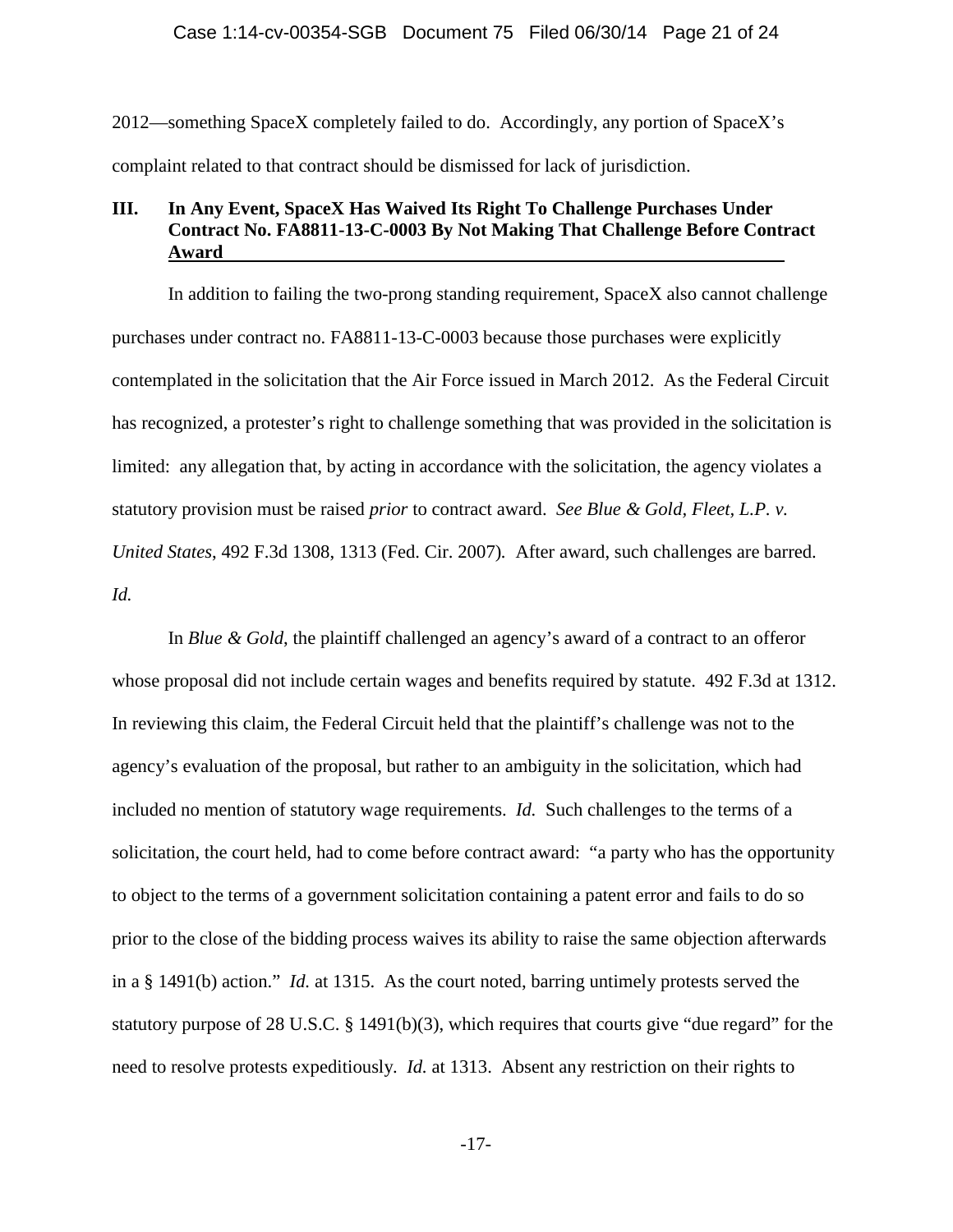2012—something SpaceX completely failed to do. Accordingly, any portion of SpaceX's complaint related to that contract should be dismissed for lack of jurisdiction.

## III. In Any Event, SpaceX Has Waived Its Right To Challenge Purchases Under Contract No. FA8811-13-C-0003 By Not Making That Challenge Before Contract Award

In addition to failing the two-prong standing requirement, SpaceX also cannot challenge purchases under contract no. FA8811-13-C-0003 because those purchases were explicitly contemplated in the solicitation that the Air Force issued in March 2012. As the Federal Circuit has recognized, a protester's right to challenge something that was provided in the solicitation is limited: any allegation that, by acting in accordance with the solicitation, the agency violates a statutory provision must be raised *prior* to contract award. *See Blue & Gold, Fleet, L.P. v. United States*, 492 F.3d 1308, 1313 (Fed. Cir. 2007). After award, such challenges are barred. *Id.*

In *Blue & Gold*, the plaintiff challenged an agency's award of a contract to an offeror whose proposal did not include certain wages and benefits required by statute. 492 F.3d at 1312. In reviewing this claim, the Federal Circuit held that the plaintiff's challenge was not to the agency's evaluation of the proposal, but rather to an ambiguity in the solicitation, which had included no mention of statutory wage requirements. *Id.* Such challenges to the terms of a solicitation, the court held, had to come before contract award: "a party who has the opportunity to object to the terms of a government solicitation containing a patent error and fails to do so prior to the close of the bidding process waives its ability to raise the same objection afterwards in a § 1491(b) action." *Id.* at 1315. As the court noted, barring untimely protests served the statutory purpose of 28 U.S.C. § 1491(b)(3), which requires that courts give "due regard" for the need to resolve protests expeditiously. *Id.* at 1313. Absent any restriction on their rights to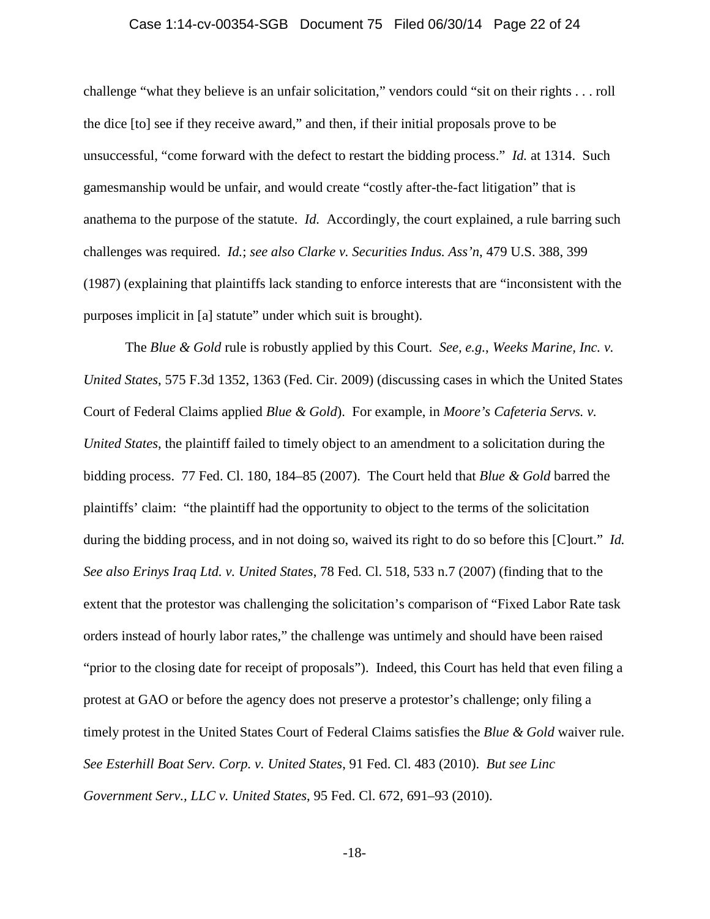challenge "what they believe is an unfair solicitation," vendors could "sit on their rights . . . roll the dice [to] see if they receive award," and then, if their initial proposals prove to be unsuccessful, "come forward with the defect to restart the bidding process." *Id.* at 1314. Such gamesmanship would be unfair, and would create "costly after-the-fact litigation" that is anathema to the purpose of the statute. *Id.* Accordingly, the court explained, a rule barring such challenges was required. *Id.*; *see also Clarke v. Securities Indus. Ass'n*, 479 U.S. 388, 399 (1987) (explaining that plaintiffs lack standing to enforce interests that are "inconsistent with the purposes implicit in [a] statute" under which suit is brought).

The *Blue & Gold* rule is robustly applied by this Court. *See, e.g.*, *Weeks Marine, Inc. v. United States*, 575 F.3d 1352, 1363 (Fed. Cir. 2009) (discussing cases in which the United States Court of Federal Claims applied *Blue & Gold*). For example, in *Moore's Cafeteria Servs. v. United States*, the plaintiff failed to timely object to an amendment to a solicitation during the bidding process. 77 Fed. Cl. 180, 184–85 (2007). The Court held that *Blue & Gold* barred the plaintiffs' claim: "the plaintiff had the opportunity to object to the terms of the solicitation during the bidding process, and in not doing so, waived its right to do so before this [C]ourt." *Id. See also Erinys Iraq Ltd. v. United States*, 78 Fed. Cl. 518, 533 n.7 (2007) (finding that to the extent that the protestor was challenging the solicitation's comparison of "Fixed Labor Rate task orders instead of hourly labor rates," the challenge was untimely and should have been raised "prior to the closing date for receipt of proposals"). Indeed, this Court has held that even filing a protest at GAO or before the agency does not preserve a protestor's challenge; only filing a timely protest in the United States Court of Federal Claims satisfies the *Blue & Gold* waiver rule. *See Esterhill Boat Serv. Corp. v. United States*, 91 Fed. Cl. 483 (2010). *But see Linc Government Serv., LLC v. United States*, 95 Fed. Cl. 672, 691–93 (2010).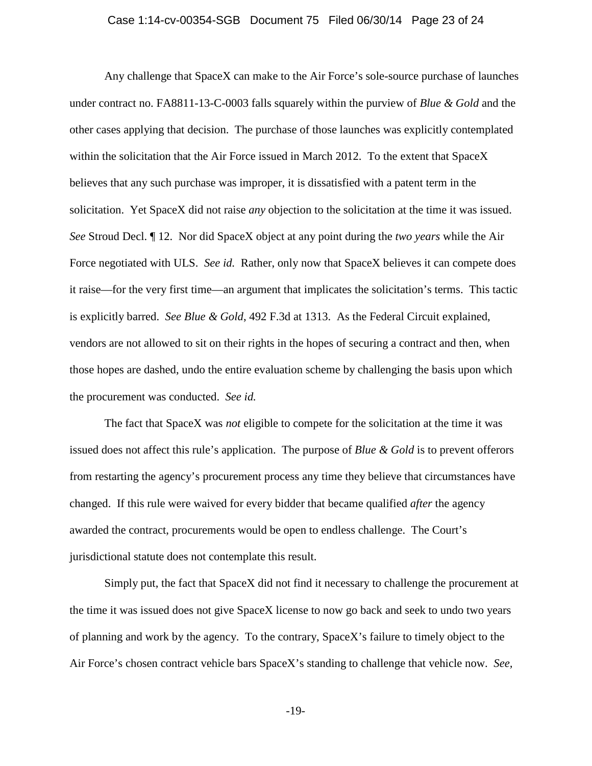Any challenge that SpaceX can make to the Air Force's sole-source purchase of launches under contract no. FA8811-13-C-0003 falls squarely within the purview of *Blue & Gold* and the other cases applying that decision. The purchase of those launches was explicitly contemplated within the solicitation that the Air Force issued in March 2012. To the extent that SpaceX believes that any such purchase was improper, it is dissatisfied with a patent term in the solicitation. Yet SpaceX did not raise *any* objection to the solicitation at the time it was issued. *See* Stroud Decl. ¶ 12. Nor did SpaceX object at any point during the *two years* while the Air Force negotiated with ULS. *See id.* Rather, only now that SpaceX believes it can compete does it raise—for the very first time—an argument that implicates the solicitation's terms. This tactic is explicitly barred. *See Blue & Gold*, 492 F.3d at 1313. As the Federal Circuit explained, vendors are not allowed to sit on their rights in the hopes of securing a contract and then, when those hopes are dashed, undo the entire evaluation scheme by challenging the basis upon which the procurement was conducted. *See id.*

The fact that SpaceX was *not* eligible to compete for the solicitation at the time it was issued does not affect this rule's application. The purpose of *Blue & Gold* is to prevent offerors from restarting the agency's procurement process any time they believe that circumstances have changed. If this rule were waived for every bidder that became qualified *after* the agency awarded the contract, procurements would be open to endless challenge. The Court's jurisdictional statute does not contemplate this result.

Simply put, the fact that SpaceX did not find it necessary to challenge the procurement at the time it was issued does not give SpaceX license to now go back and seek to undo two years of planning and work by the agency. To the contrary, SpaceX's failure to timely object to the Air Force's chosen contract vehicle bars SpaceX's standing to challenge that vehicle now. *See,*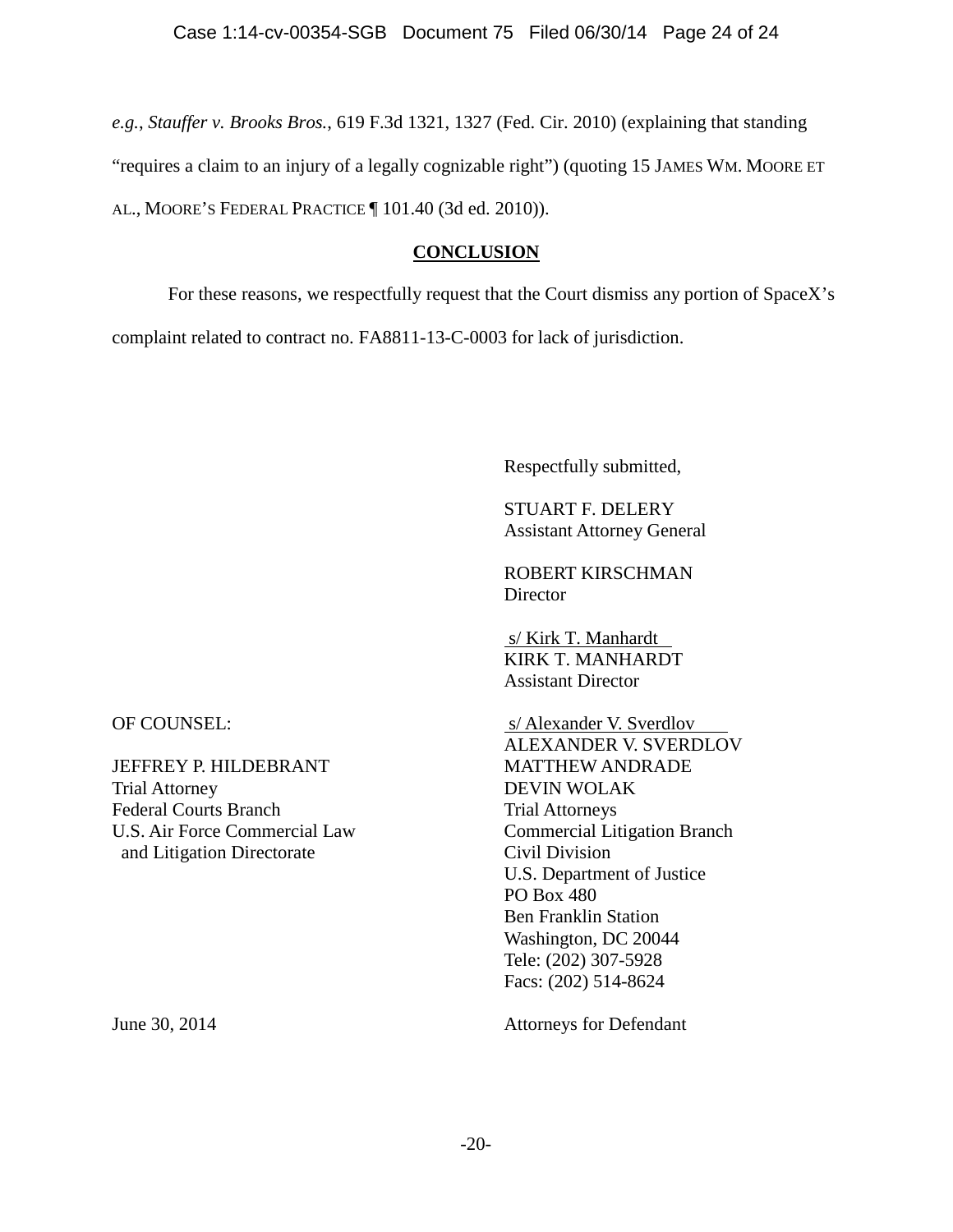*e.g.*, *Stauffer v. Brooks Bros.*, 619 F.3d 1321, 1327 (Fed. Cir. 2010) (explaining that standing "requires a claim to an injury of a legally cognizable right") (quoting 15 JAMES WM. MOORE ET AL., MOORE'S FEDERAL PRACTICE ¶ 101.40 (3d ed. 2010)).

## CONCLUSION

For these reasons, we respectfully request that the Court dismiss any portion of SpaceX's complaint related to contract no. FA8811-13-C-0003 for lack of jurisdiction.

Respectfully submitted,

STUART F. DELERY
Assistant Attorney General

ROBERT KIRSCHMAN
Director

s/ Kirk T. Manhardt
KIRK T. MANHARDT
Assistant Director

s/ Alexander V. Sverdlov
ALEXANDER V. SVERDLOV
MATTHEW ANDRADE
DEVIN WOLAK
Trial Attorneys
Commercial Litigation Branch
Civil Division
U.S. Department of Justice
PO Box 480
Ben Franklin Station
Washington, DC 20044
Tele: (202) 307-5928
Facs: (202) 514-8624

Attorneys for Defendant

OF COUNSEL:

JEFFREY P. HILDEBRANT
Trial Attorney
Federal Courts Branch
U.S. Air Force Commercial Law and Litigation Directorate

June 30, 2014